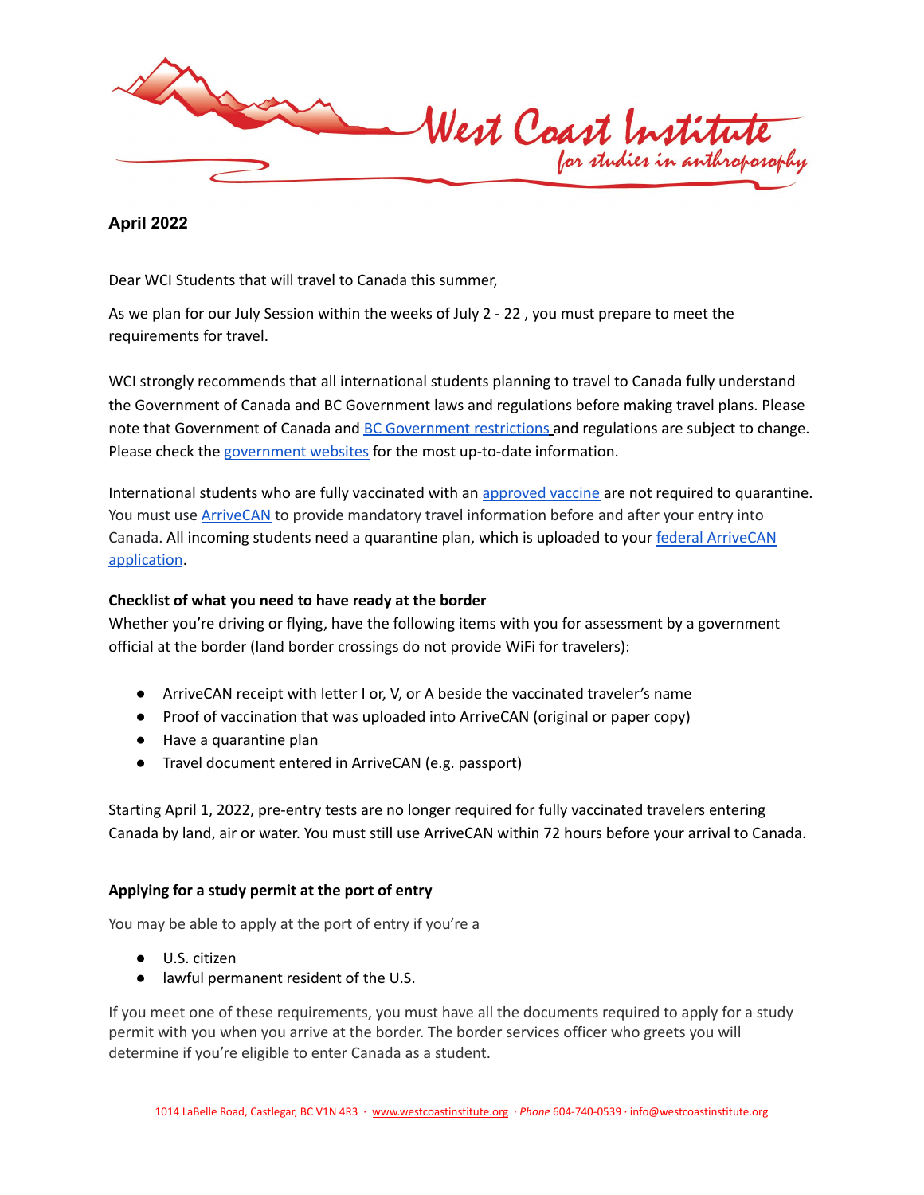# West Coast Institute for studies in anthroposophy

**April 2022**

Dear WCI Students that will travel to Canada this summer,

As we plan for our July Session within the weeks of July 2 - 22 , you must prepare to meet the requirements for travel.

WCI strongly recommends that all international students planning to travel to Canada fully understand the Government of Canada and BC Government laws and regulations before making travel plans. Please note that Government of Canada and BC Government restrictions and regulations are subject to change. Please check the government websites for the most up-to-date information.

International students who are fully vaccinated with an approved vaccine are not required to quarantine. You must use ArriveCAN to provide mandatory travel information before and after your entry into Canada. All incoming students need a quarantine plan, which is uploaded to your federal ArriveCAN application.

**Checklist of what you need to have ready at the border**

Whether you're driving or flying, have the following items with you for assessment by a government official at the border (land border crossings do not provide WiFi for travelers):

- ArriveCAN receipt with letter I or, V, or A beside the vaccinated traveler's name
- Proof of vaccination that was uploaded into ArriveCAN (original or paper copy)
- Have a quarantine plan
- Travel document entered in ArriveCAN (e.g. passport)

Starting April 1, 2022, pre-entry tests are no longer required for fully vaccinated travelers entering Canada by land, air or water. You must still use ArriveCAN within 72 hours before your arrival to Canada.

**Applying for a study permit at the port of entry**

You may be able to apply at the port of entry if you're a

- U.S. citizen
- lawful permanent resident of the U.S.

If you meet one of these requirements, you must have all the documents required to apply for a study permit with you when you arrive at the border. The border services officer who greets you will determine if you're eligible to enter Canada as a student.

1014 LaBelle Road, Castlegar, BC V1N 4R3 · www.westcoastinstitute.org · *Phone* 604-740-0539 · info@westcoastinstitute.org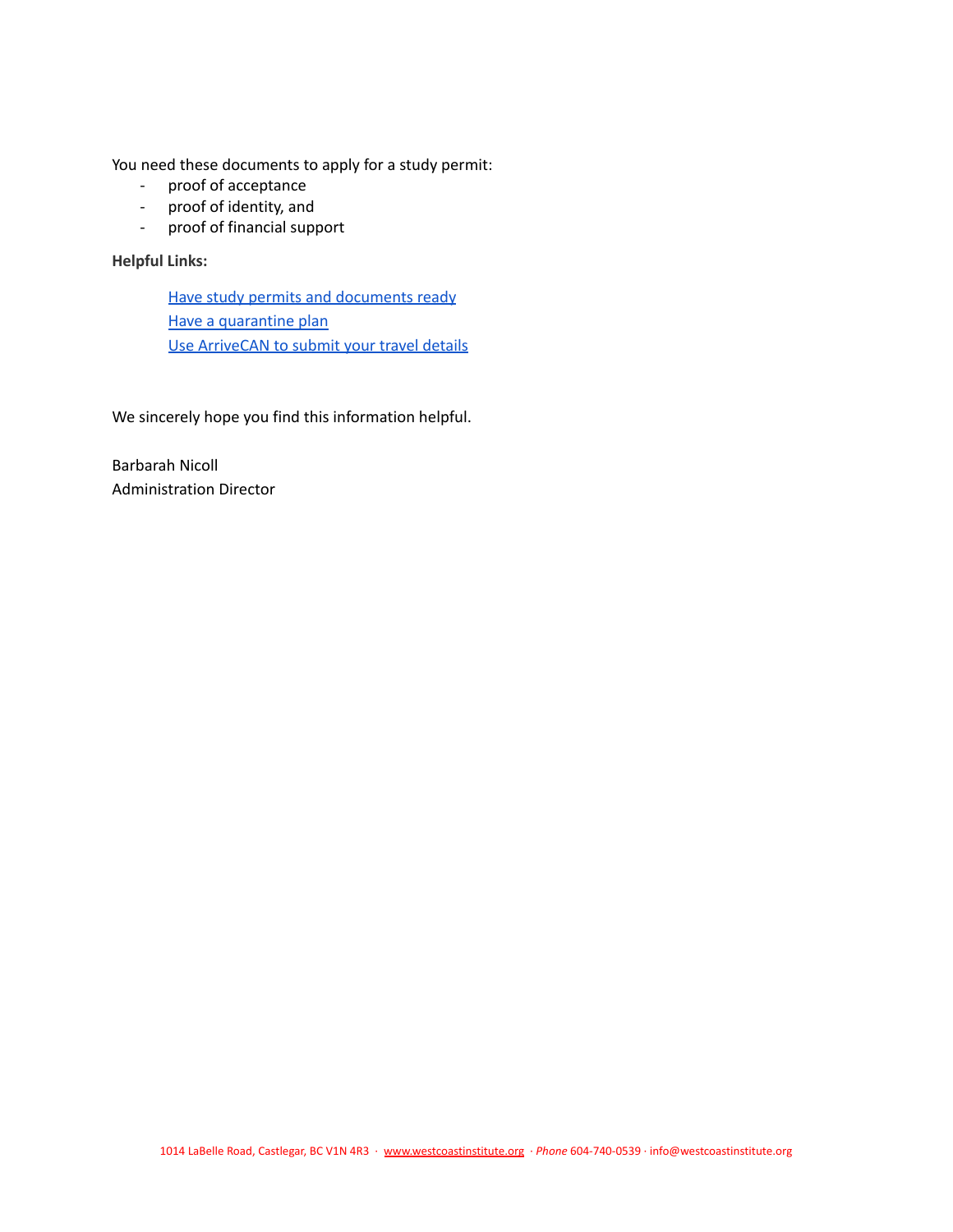You need these documents to apply for a study permit:

- proof of acceptance
- proof of identity, and
- proof of financial support

**Helpful Links:**

Have study permits and documents ready
Have a quarantine plan
Use ArriveCAN to submit your travel details

We sincerely hope you find this information helpful.

Barbarah Nicoll
Administration Director

1014 LaBelle Road, Castlegar, BC V1N 4R3 · www.westcoastinstitute.org · *Phone* 604-740-0539 · info@westcoastinstitute.org